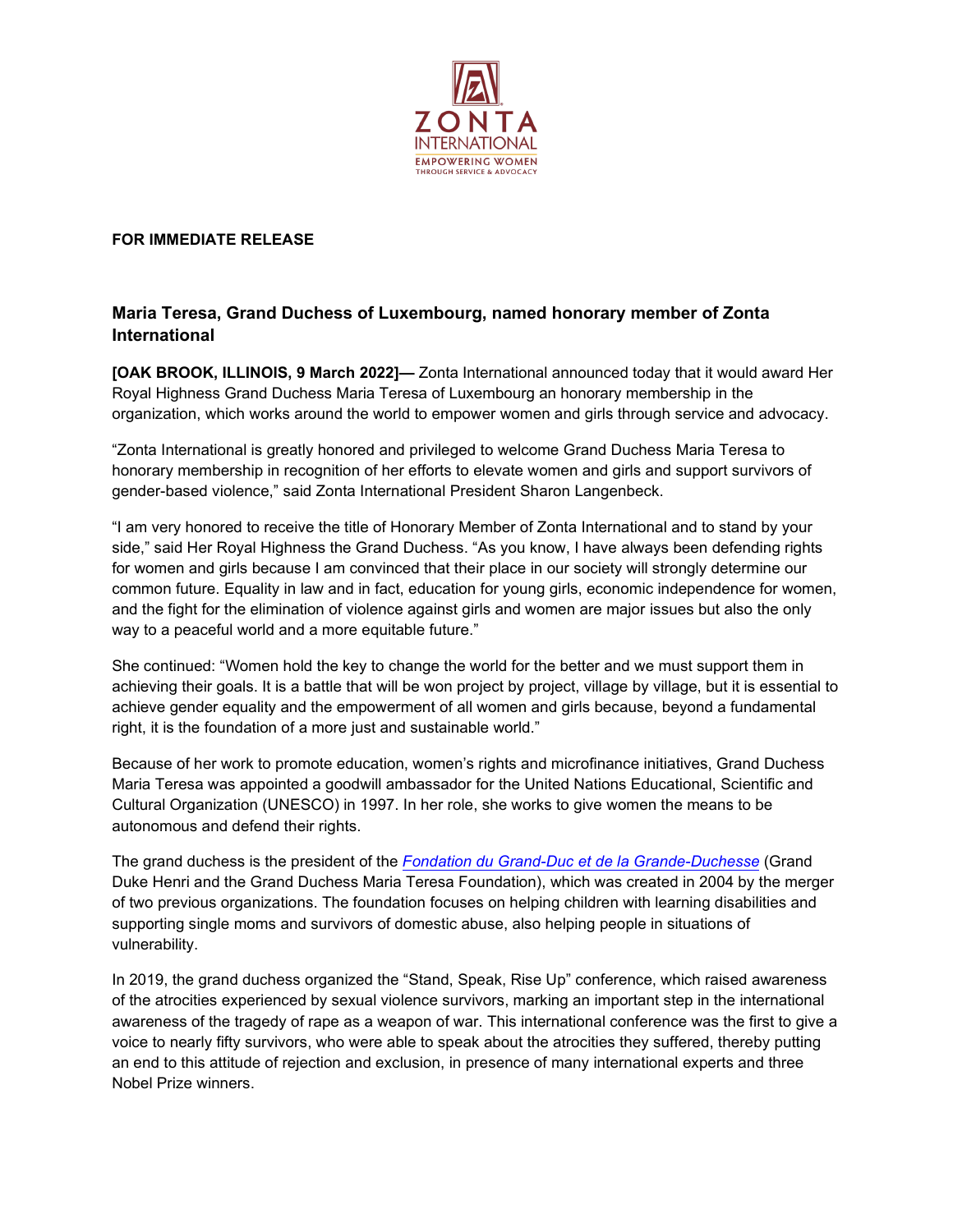ZONTA INTERNATIONAL
EMPOWERING WOMEN THROUGH SERVICE & ADVOCACY

**FOR IMMEDIATE RELEASE**

## Maria Teresa, Grand Duchess of Luxembourg, named honorary member of Zonta International

**[OAK BROOK, ILLINOIS, 9 March 2022]—** Zonta International announced today that it would award Her Royal Highness Grand Duchess Maria Teresa of Luxembourg an honorary membership in the organization, which works around the world to empower women and girls through service and advocacy.

"Zonta International is greatly honored and privileged to welcome Grand Duchess Maria Teresa to honorary membership in recognition of her efforts to elevate women and girls and support survivors of gender-based violence," said Zonta International President Sharon Langenbeck.

"I am very honored to receive the title of Honorary Member of Zonta International and to stand by your side," said Her Royal Highness the Grand Duchess. "As you know, I have always been defending rights for women and girls because I am convinced that their place in our society will strongly determine our common future. Equality in law and in fact, education for young girls, economic independence for women, and the fight for the elimination of violence against girls and women are major issues but also the only way to a peaceful world and a more equitable future."

She continued: "Women hold the key to change the world for the better and we must support them in achieving their goals. It is a battle that will be won project by project, village by village, but it is essential to achieve gender equality and the empowerment of all women and girls because, beyond a fundamental right, it is the foundation of a more just and sustainable world."

Because of her work to promote education, women's rights and microfinance initiatives, Grand Duchess Maria Teresa was appointed a goodwill ambassador for the United Nations Educational, Scientific and Cultural Organization (UNESCO) in 1997. In her role, she works to give women the means to be autonomous and defend their rights.

The grand duchess is the president of the *Fondation du Grand-Duc et de la Grande-Duchesse* (Grand Duke Henri and the Grand Duchess Maria Teresa Foundation), which was created in 2004 by the merger of two previous organizations. The foundation focuses on helping children with learning disabilities and supporting single moms and survivors of domestic abuse, also helping people in situations of vulnerability.

In 2019, the grand duchess organized the "Stand, Speak, Rise Up" conference, which raised awareness of the atrocities experienced by sexual violence survivors, marking an important step in the international awareness of the tragedy of rape as a weapon of war. This international conference was the first to give a voice to nearly fifty survivors, who were able to speak about the atrocities they suffered, thereby putting an end to this attitude of rejection and exclusion, in presence of many international experts and three Nobel Prize winners.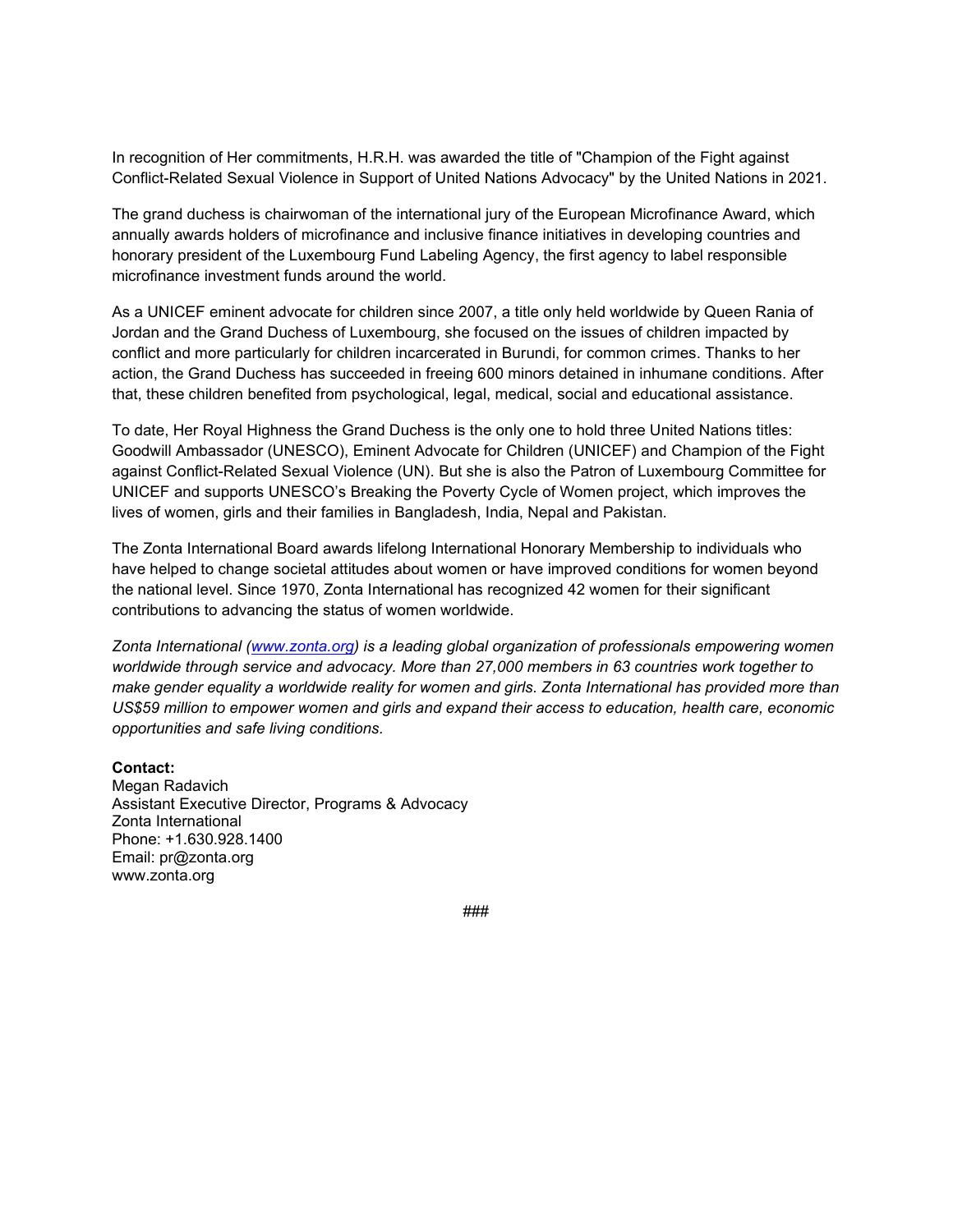In recognition of Her commitments, H.R.H. was awarded the title of "Champion of the Fight against Conflict-Related Sexual Violence in Support of United Nations Advocacy" by the United Nations in 2021.

The grand duchess is chairwoman of the international jury of the European Microfinance Award, which annually awards holders of microfinance and inclusive finance initiatives in developing countries and honorary president of the Luxembourg Fund Labeling Agency, the first agency to label responsible microfinance investment funds around the world.

As a UNICEF eminent advocate for children since 2007, a title only held worldwide by Queen Rania of Jordan and the Grand Duchess of Luxembourg, she focused on the issues of children impacted by conflict and more particularly for children incarcerated in Burundi, for common crimes. Thanks to her action, the Grand Duchess has succeeded in freeing 600 minors detained in inhumane conditions. After that, these children benefited from psychological, legal, medical, social and educational assistance.

To date, Her Royal Highness the Grand Duchess is the only one to hold three United Nations titles: Goodwill Ambassador (UNESCO), Eminent Advocate for Children (UNICEF) and Champion of the Fight against Conflict-Related Sexual Violence (UN). But she is also the Patron of Luxembourg Committee for UNICEF and supports UNESCO's Breaking the Poverty Cycle of Women project, which improves the lives of women, girls and their families in Bangladesh, India, Nepal and Pakistan.

The Zonta International Board awards lifelong International Honorary Membership to individuals who have helped to change societal attitudes about women or have improved conditions for women beyond the national level. Since 1970, Zonta International has recognized 42 women for their significant contributions to advancing the status of women worldwide.

*Zonta International ([www.zonta.org](http://www.zonta.org)) is a leading global organization of professionals empowering women worldwide through service and advocacy. More than 27,000 members in 63 countries work together to make gender equality a worldwide reality for women and girls. Zonta International has provided more than US$59 million to empower women and girls and expand their access to education, health care, economic opportunities and safe living conditions.*

**Contact:**
Megan Radavich
Assistant Executive Director, Programs & Advocacy
Zonta International
Phone: +1.630.928.1400
Email: pr@zonta.org
www.zonta.org

###